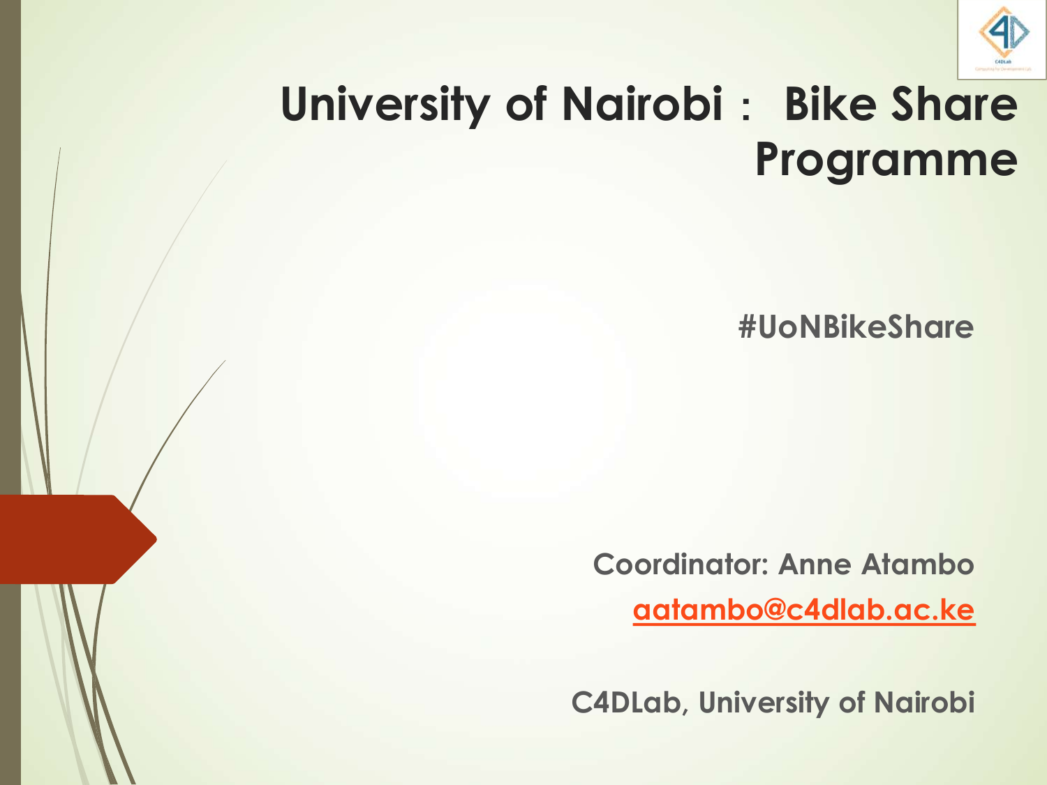# University of Nairobi : Bike Share Programme

#UoNBikeShare

**Coordinator: Anne Atambo**

aatambo@c4dlab.ac.ke

**C4DLab, University of Nairobi**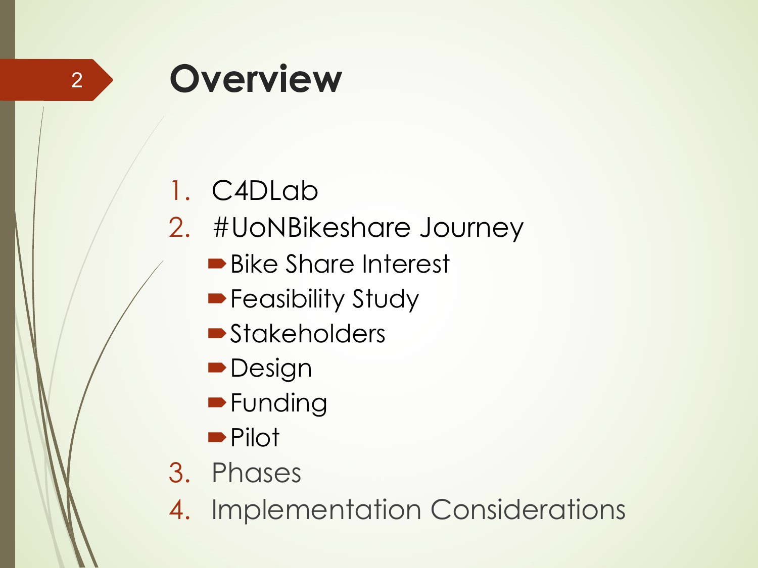# Overview

1. C4DLab
2. #UoNBikeshare Journey
   - Bike Share Interest
   - Feasibility Study
   - Stakeholders
   - Design
   - Funding
   - Pilot
3. Phases
4. Implementation Considerations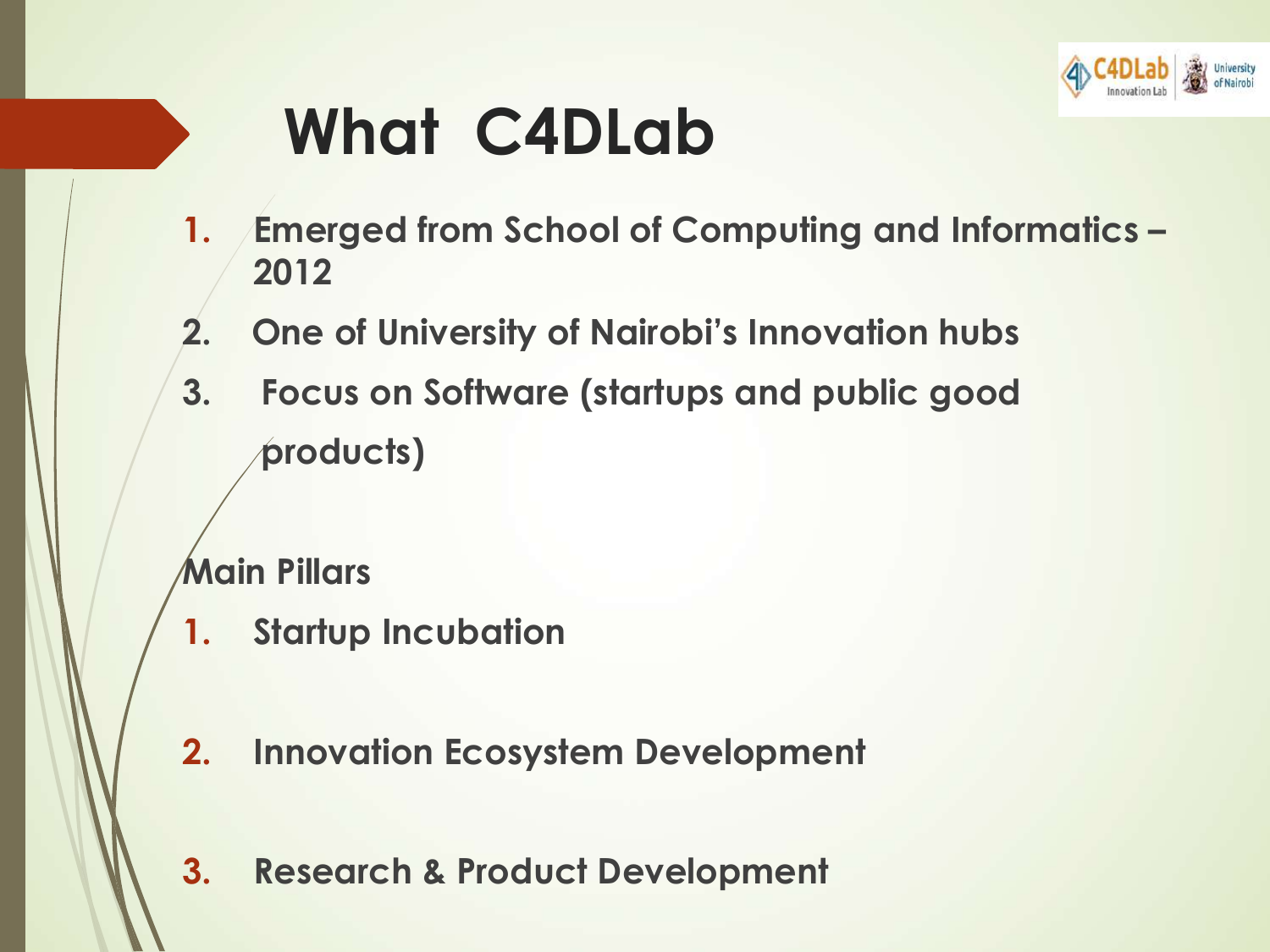# What C4DLab

1. Emerged from School of Computing and Informatics – 2012
2. One of University of Nairobi's Innovation hubs
3. Focus on Software (startups and public good products)

**Main Pillars**

1. Startup Incubation
2. Innovation Ecosystem Development
3. Research & Product Development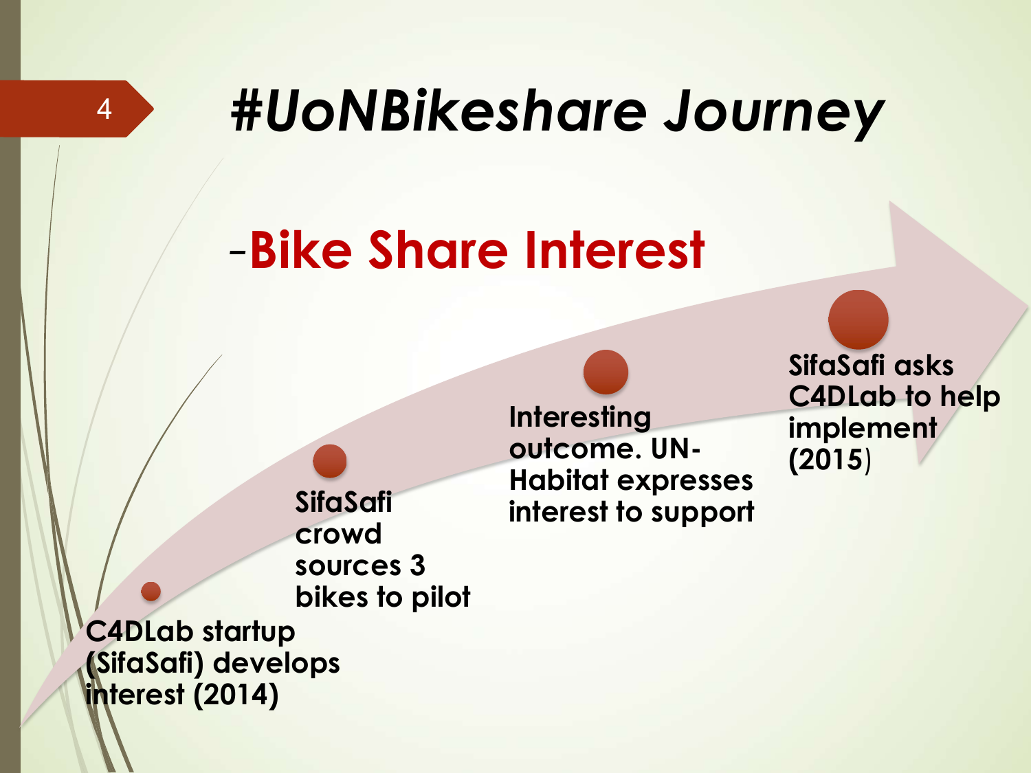# *#UoNBikeshare Journey*

## -Bike Share Interest

- **C4DLab startup (SifaSafi) develops interest (2014)**
- **SifaSafi crowd sources 3 bikes to pilot**
- **Interesting outcome. UN-Habitat expresses interest to support**
- **SifaSafi asks C4DLab to help implement (2015)**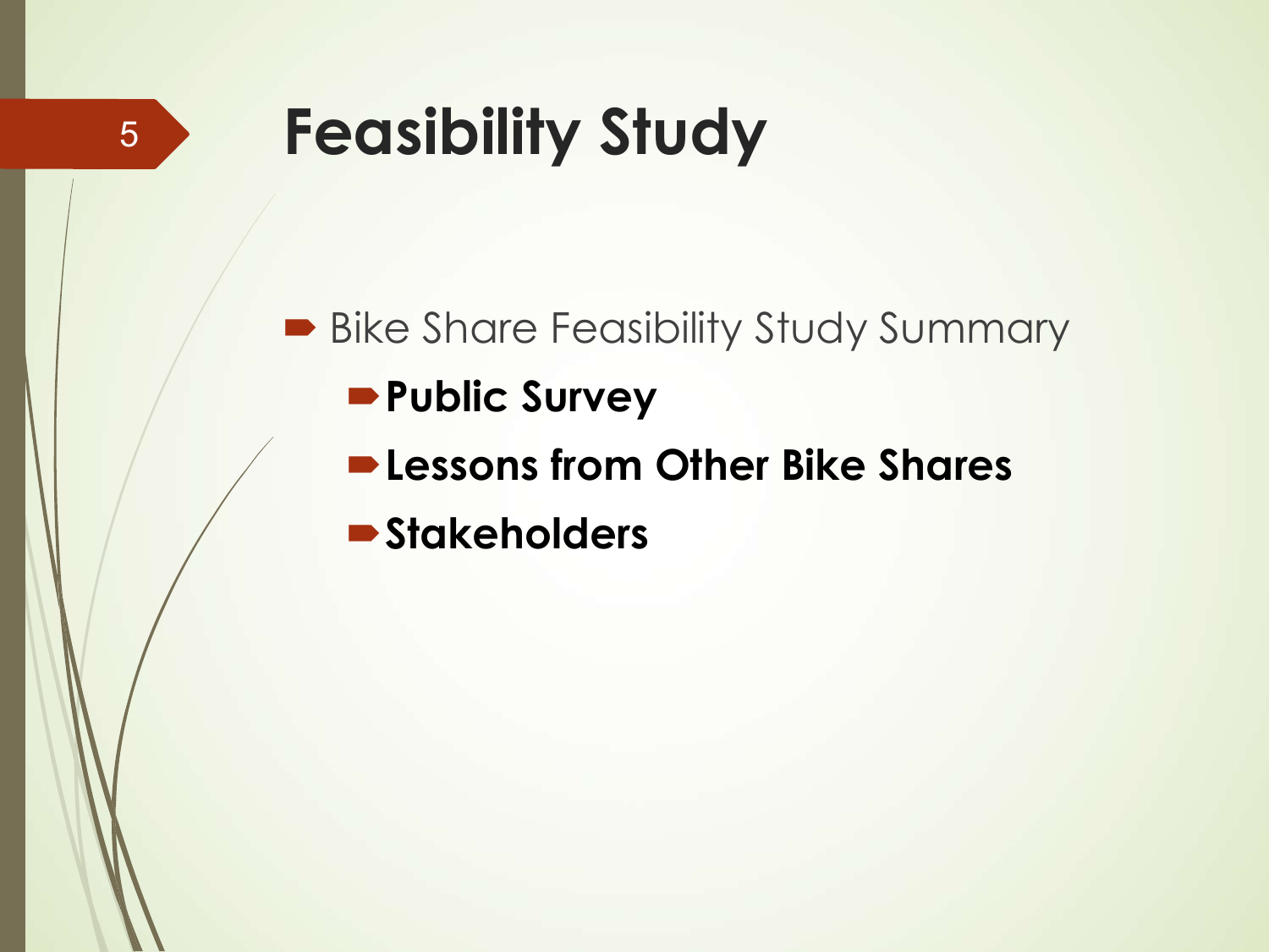# Feasibility Study

- Bike Share Feasibility Study Summary
  - **Public Survey**
  - **Lessons from Other Bike Shares**
  - **Stakeholders**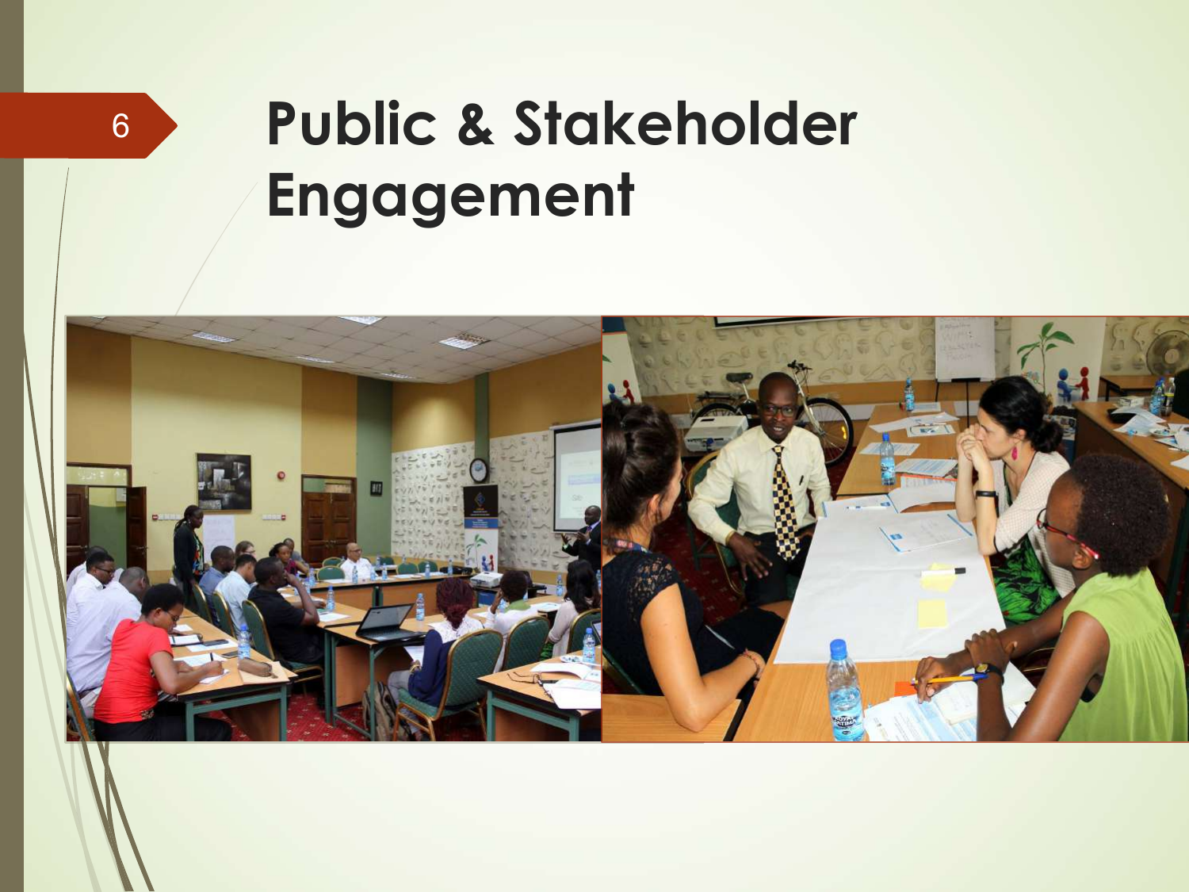# Public & Stakeholder Engagement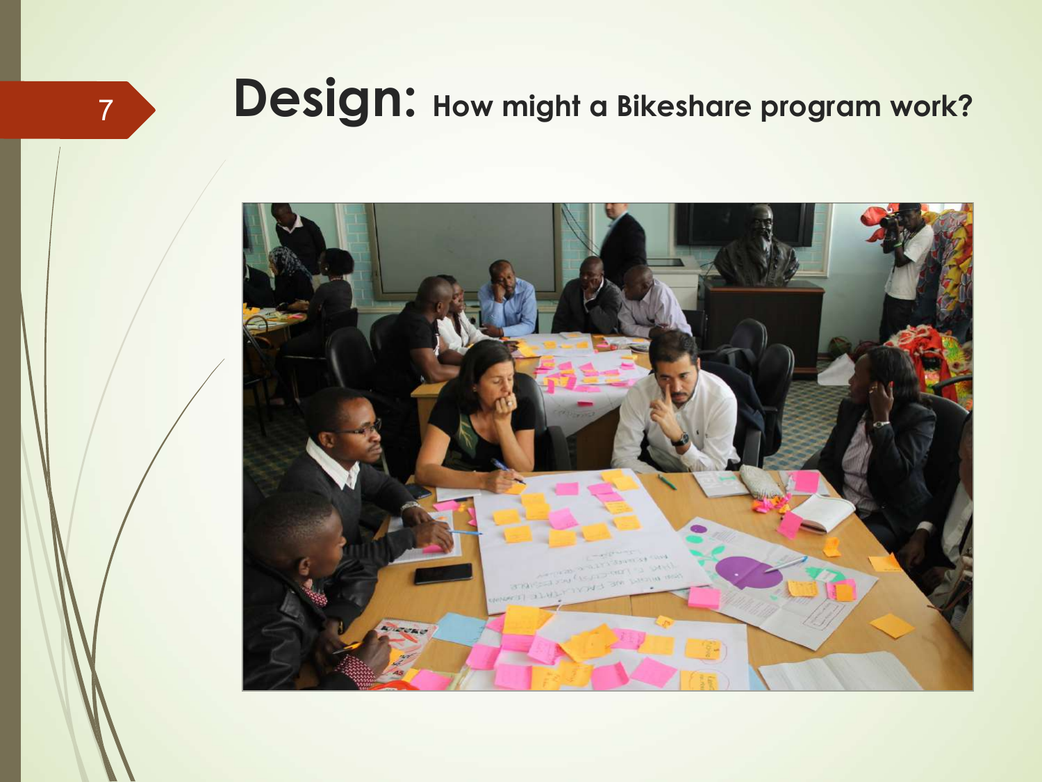# Design: How might a Bikeshare program work?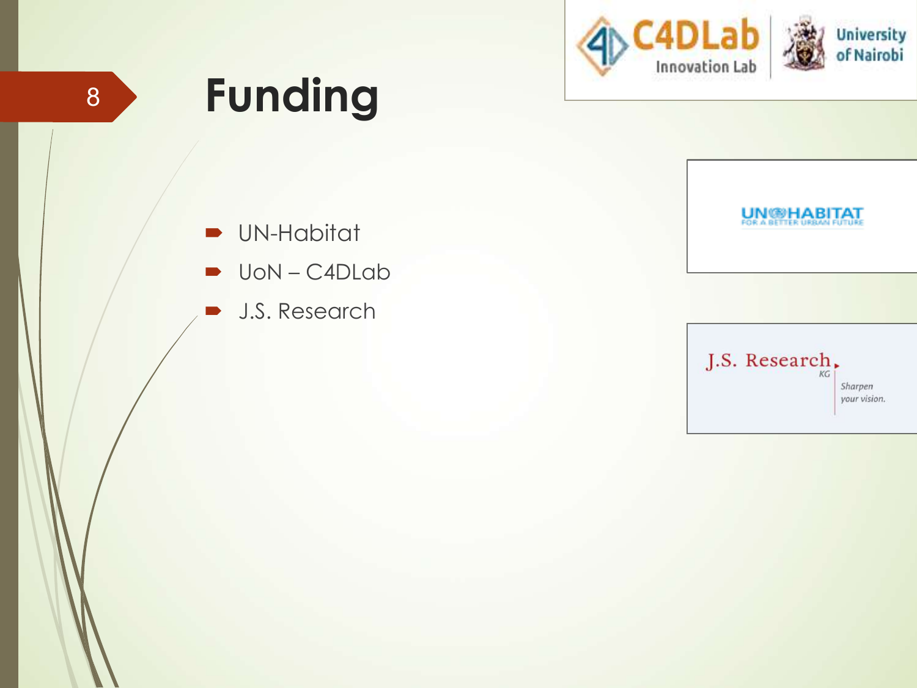# Funding

- UN-Habitat
- UoN – C4DLab
- J.S. Research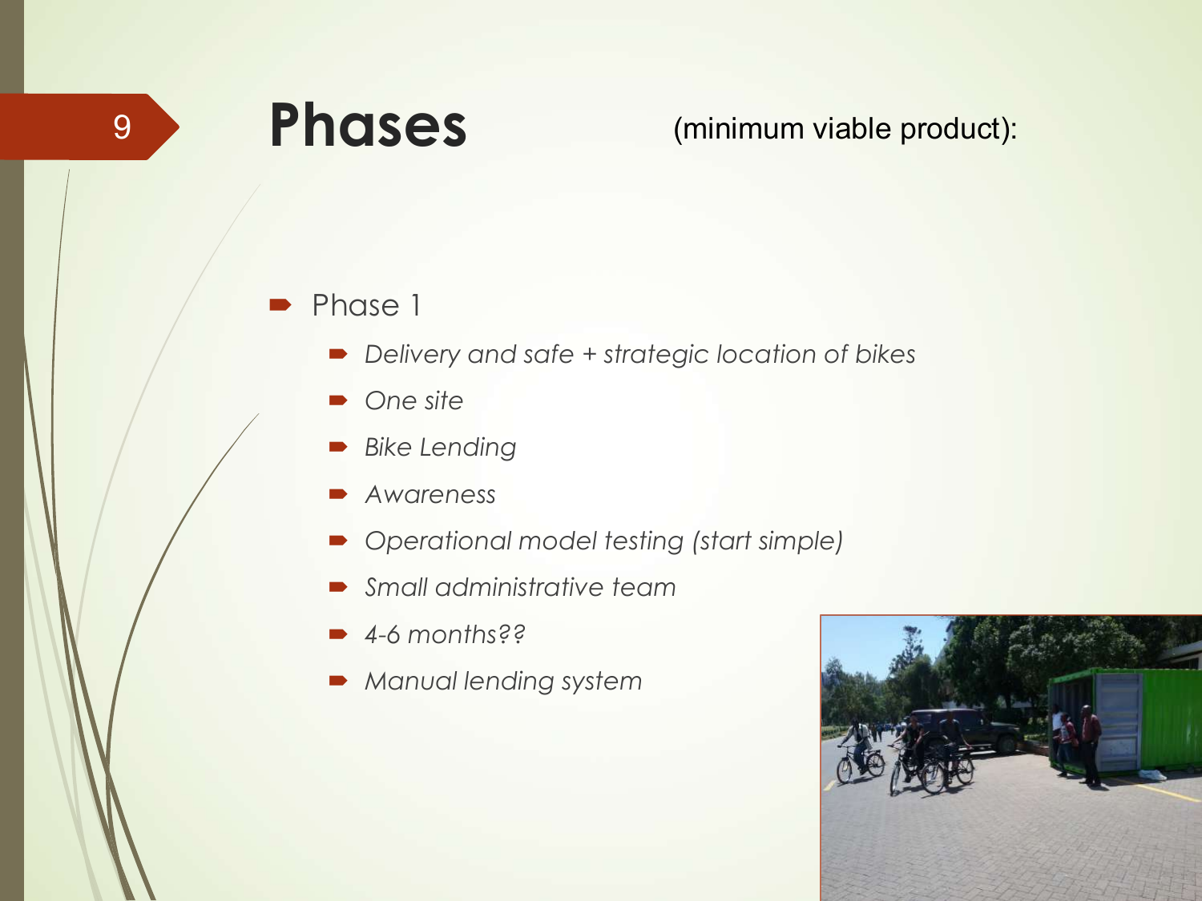# Phases (minimum viable product):

- Phase 1
  - *Delivery and safe + strategic location of bikes*
  - *One site*
  - *Bike Lending*
  - *Awareness*
  - *Operational model testing (start simple)*
  - *Small administrative team*
  - *4-6 months??*
  - *Manual lending system*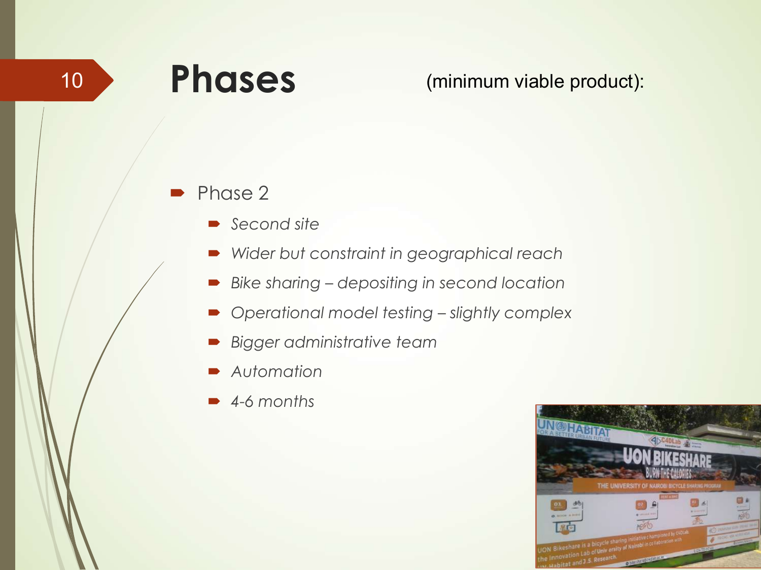# Phases (minimum viable product):

- Phase 2
  - *Second site*
  - *Wider but constraint in geographical reach*
  - *Bike sharing – depositing in second location*
  - *Operational model testing – slightly complex*
  - *Bigger administrative team*
  - *Automation*
  - *4-6 months*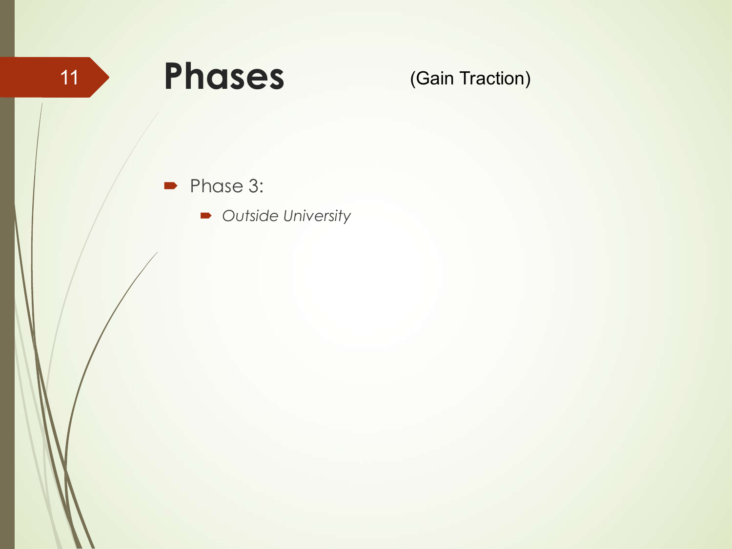# Phases

(Gain Traction)

- Phase 3:
  - *Outside University*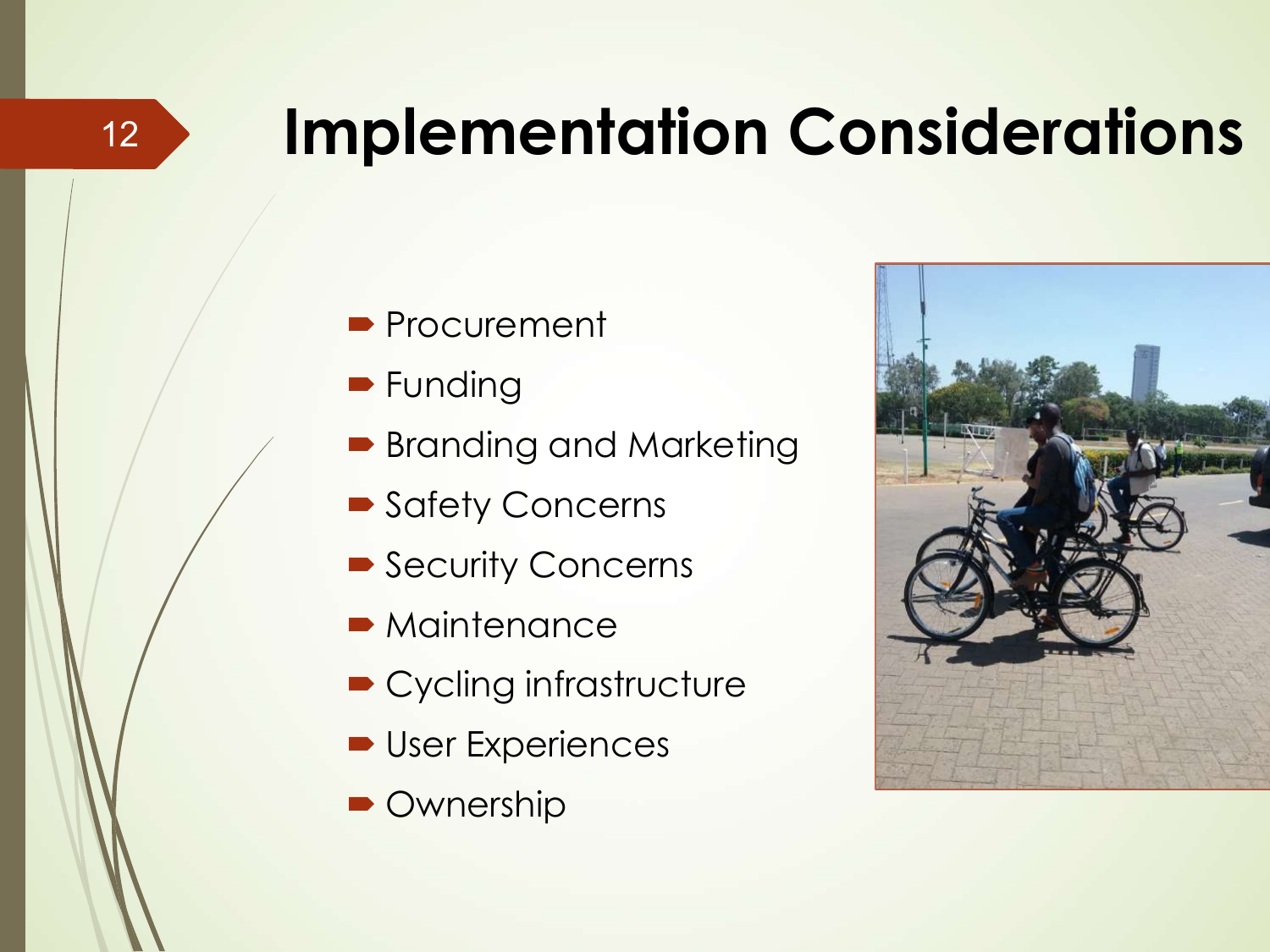# Implementation Considerations

- Procurement
- Funding
- Branding and Marketing
- Safety Concerns
- Security Concerns
- Maintenance
- Cycling infrastructure
- User Experiences
- Ownership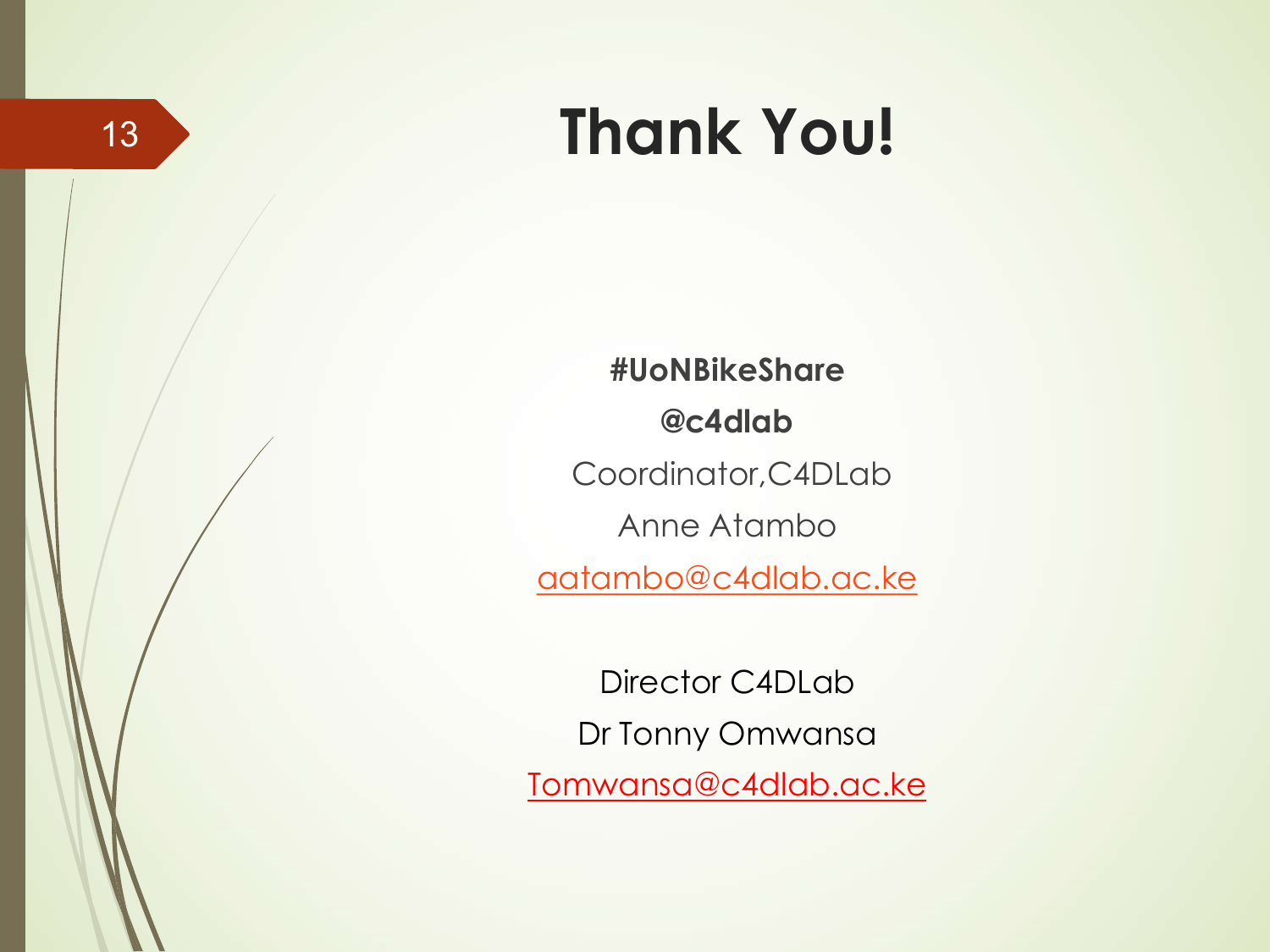# Thank You!

**#UoNBikeShare**

**@c4dlab**

Coordinator,C4DLab

Anne Atambo

aatambo@c4dlab.ac.ke

Director C4DLab

Dr Tonny Omwansa

Tomwansa@c4dlab.ac.ke